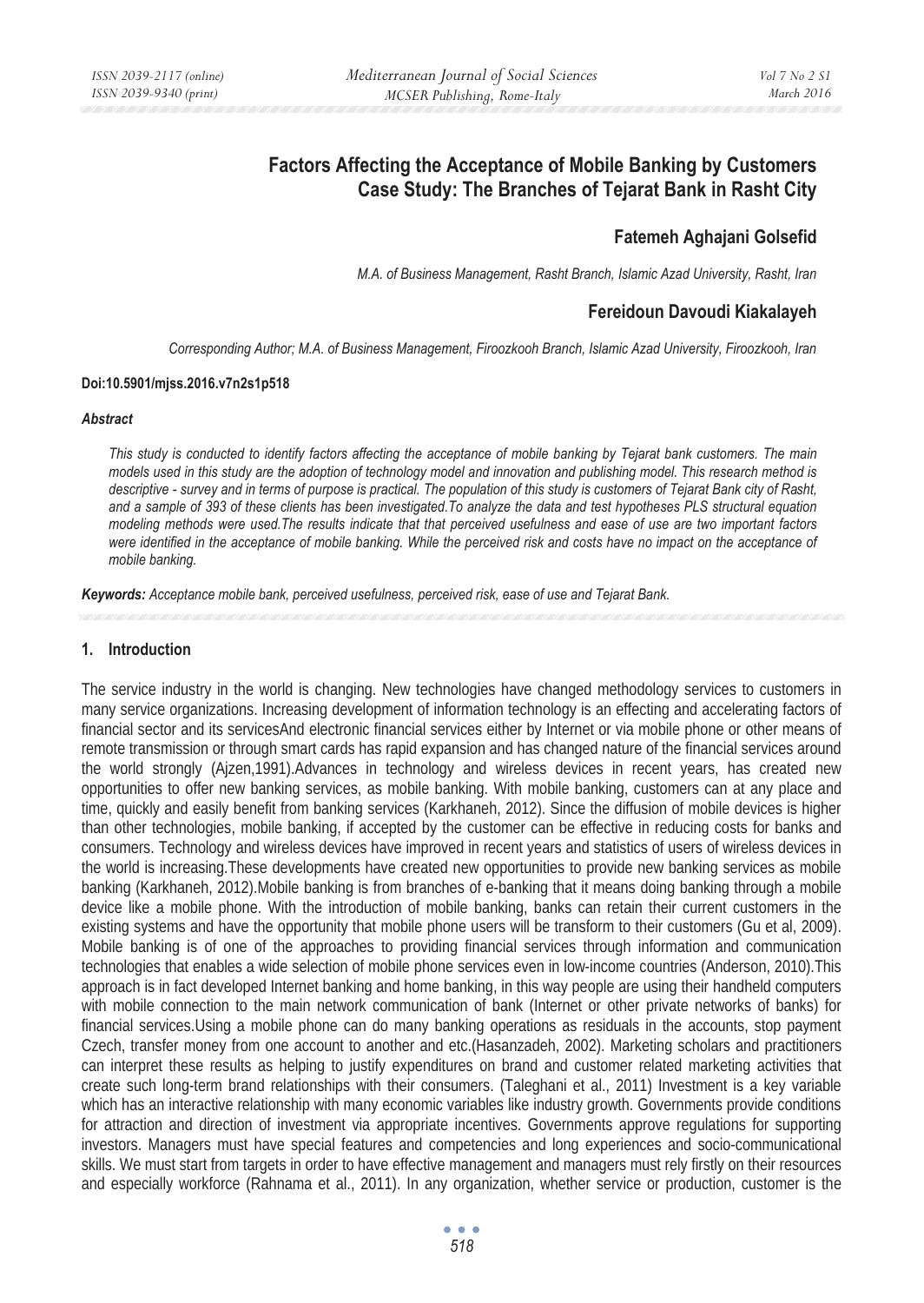# Factors Affecting the Acceptance of Mobile Banking by Customers Case Study: The Branches of Tejarat Bank in Rasht City

## Fatemeh Aghajani Golsefid

*M.A. of Business Management, Rasht Branch, Islamic Azad University, Rasht, Iran*

## Fereidoun Davoudi Kiakalayeh

*Corresponding Author; M.A. of Business Management, Firoozkooh Branch, Islamic Azad University, Firoozkooh, Iran*

**Doi:10.5901/mjss.2016.v7n2s1p518**

### *Abstract*

*This study is conducted to identify factors affecting the acceptance of mobile banking by Tejarat bank customers. The main models used in this study are the adoption of technology model and innovation and publishing model. This research method is descriptive - survey and in terms of purpose is practical. The population of this study is customers of Tejarat Bank city of Rasht, and a sample of 393 of these clients has been investigated.To analyze the data and test hypotheses PLS structural equation modeling methods were used.The results indicate that that perceived usefulness and ease of use are two important factors were identified in the acceptance of mobile banking. While the perceived risk and costs have no impact on the acceptance of mobile banking.*

***Keywords:*** *Acceptance mobile bank, perceived usefulness, perceived risk, ease of use and Tejarat Bank.*

## 1. Introduction

The service industry in the world is changing. New technologies have changed methodology services to customers in many service organizations. Increasing development of information technology is an effecting and accelerating factors of financial sector and its servicesAnd electronic financial services either by Internet or via mobile phone or other means of remote transmission or through smart cards has rapid expansion and has changed nature of the financial services around the world strongly (Ajzen,1991).Advances in technology and wireless devices in recent years, has created new opportunities to offer new banking services, as mobile banking. With mobile banking, customers can at any place and time, quickly and easily benefit from banking services (Karkhaneh, 2012). Since the diffusion of mobile devices is higher than other technologies, mobile banking, if accepted by the customer can be effective in reducing costs for banks and consumers. Technology and wireless devices have improved in recent years and statistics of users of wireless devices in the world is increasing.These developments have created new opportunities to provide new banking services as mobile banking (Karkhaneh, 2012).Mobile banking is from branches of e-banking that it means doing banking through a mobile device like a mobile phone. With the introduction of mobile banking, banks can retain their current customers in the existing systems and have the opportunity that mobile phone users will be transform to their customers (Gu et al, 2009). Mobile banking is of one of the approaches to providing financial services through information and communication technologies that enables a wide selection of mobile phone services even in low-income countries (Anderson, 2010).This approach is in fact developed Internet banking and home banking, in this way people are using their handheld computers with mobile connection to the main network communication of bank (Internet or other private networks of banks) for financial services.Using a mobile phone can do many banking operations as residuals in the accounts, stop payment Czech, transfer money from one account to another and etc.(Hasanzadeh, 2002). Marketing scholars and practitioners can interpret these results as helping to justify expenditures on brand and customer related marketing activities that create such long-term brand relationships with their consumers. (Taleghani et al., 2011) Investment is a key variable which has an interactive relationship with many economic variables like industry growth. Governments provide conditions for attraction and direction of investment via appropriate incentives. Governments approve regulations for supporting investors. Managers must have special features and competencies and long experiences and socio-communicational skills. We must start from targets in order to have effective management and managers must rely firstly on their resources and especially workforce (Rahnama et al., 2011). In any organization, whether service or production, customer is the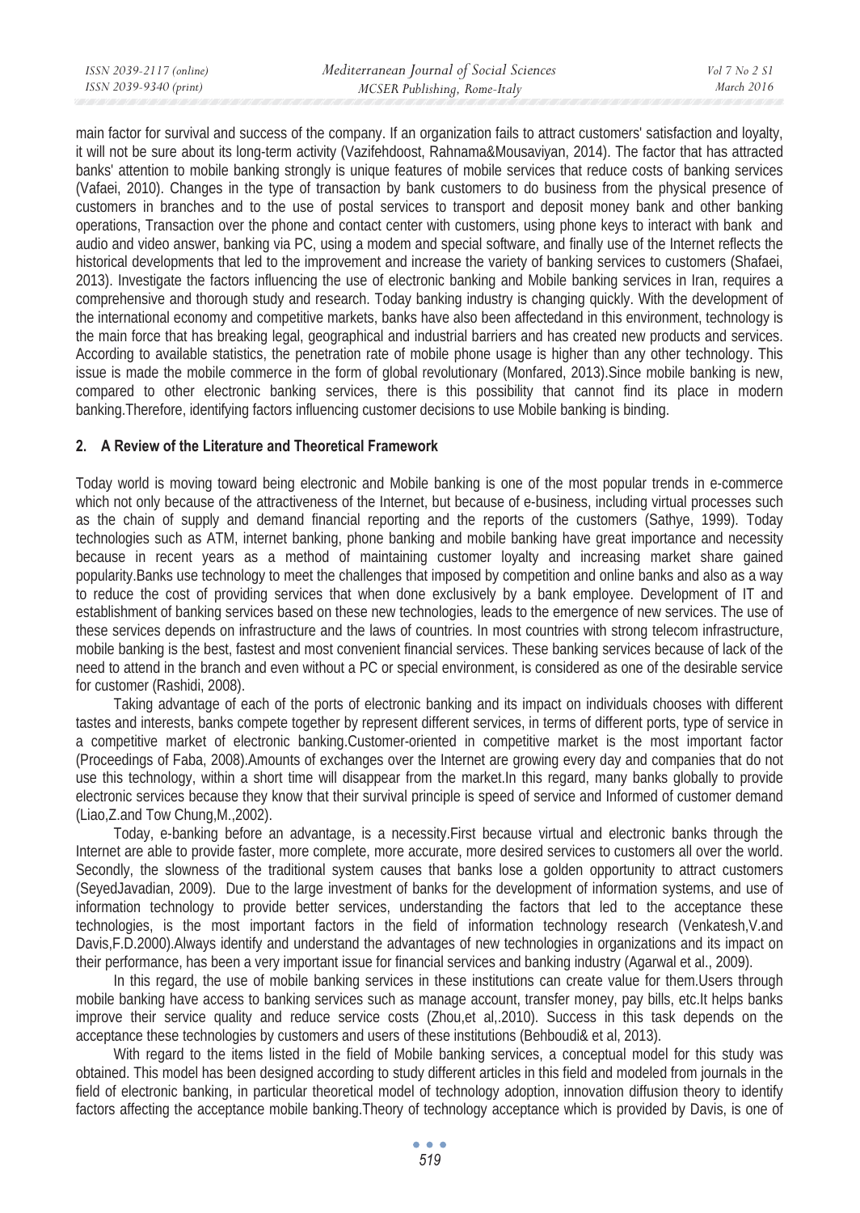main factor for survival and success of the company. If an organization fails to attract customers' satisfaction and loyalty, it will not be sure about its long-term activity (Vazifehdoost, Rahnama&Mousaviyan, 2014). The factor that has attracted banks' attention to mobile banking strongly is unique features of mobile services that reduce costs of banking services (Vafaei, 2010). Changes in the type of transaction by bank customers to do business from the physical presence of customers in branches and to the use of postal services to transport and deposit money bank and other banking operations, Transaction over the phone and contact center with customers, using phone keys to interact with bank and audio and video answer, banking via PC, using a modem and special software, and finally use of the Internet reflects the historical developments that led to the improvement and increase the variety of banking services to customers (Shafaei, 2013). Investigate the factors influencing the use of electronic banking and Mobile banking services in Iran, requires a comprehensive and thorough study and research. Today banking industry is changing quickly. With the development of the international economy and competitive markets, banks have also been affectedand in this environment, technology is the main force that has breaking legal, geographical and industrial barriers and has created new products and services. According to available statistics, the penetration rate of mobile phone usage is higher than any other technology. This issue is made the mobile commerce in the form of global revolutionary (Monfared, 2013).Since mobile banking is new, compared to other electronic banking services, there is this possibility that cannot find its place in modern banking.Therefore, identifying factors influencing customer decisions to use Mobile banking is binding.

## 2. A Review of the Literature and Theoretical Framework

Today world is moving toward being electronic and Mobile banking is one of the most popular trends in e-commerce which not only because of the attractiveness of the Internet, but because of e-business, including virtual processes such as the chain of supply and demand financial reporting and the reports of the customers (Sathye, 1999). Today technologies such as ATM, internet banking, phone banking and mobile banking have great importance and necessity because in recent years as a method of maintaining customer loyalty and increasing market share gained popularity.Banks use technology to meet the challenges that imposed by competition and online banks and also as a way to reduce the cost of providing services that when done exclusively by a bank employee. Development of IT and establishment of banking services based on these new technologies, leads to the emergence of new services. The use of these services depends on infrastructure and the laws of countries. In most countries with strong telecom infrastructure, mobile banking is the best, fastest and most convenient financial services. These banking services because of lack of the need to attend in the branch and even without a PC or special environment, is considered as one of the desirable service for customer (Rashidi, 2008).

Taking advantage of each of the ports of electronic banking and its impact on individuals chooses with different tastes and interests, banks compete together by represent different services, in terms of different ports, type of service in a competitive market of electronic banking.Customer-oriented in competitive market is the most important factor (Proceedings of Faba, 2008).Amounts of exchanges over the Internet are growing every day and companies that do not use this technology, within a short time will disappear from the market.In this regard, many banks globally to provide electronic services because they know that their survival principle is speed of service and Informed of customer demand (Liao,Z.and Tow Chung,M.,2002).

Today, e-banking before an advantage, is a necessity.First because virtual and electronic banks through the Internet are able to provide faster, more complete, more accurate, more desired services to customers all over the world. Secondly, the slowness of the traditional system causes that banks lose a golden opportunity to attract customers (SeyedJavadian, 2009). Due to the large investment of banks for the development of information systems, and use of information technology to provide better services, understanding the factors that led to the acceptance these technologies, is the most important factors in the field of information technology research (Venkatesh,V.and Davis,F.D.2000).Always identify and understand the advantages of new technologies in organizations and its impact on their performance, has been a very important issue for financial services and banking industry (Agarwal et al., 2009).

In this regard, the use of mobile banking services in these institutions can create value for them.Users through mobile banking have access to banking services such as manage account, transfer money, pay bills, etc.It helps banks improve their service quality and reduce service costs (Zhou,et al,.2010). Success in this task depends on the acceptance these technologies by customers and users of these institutions (Behboudi& et al, 2013).

With regard to the items listed in the field of Mobile banking services, a conceptual model for this study was obtained. This model has been designed according to study different articles in this field and modeled from journals in the field of electronic banking, in particular theoretical model of technology adoption, innovation diffusion theory to identify factors affecting the acceptance mobile banking.Theory of technology acceptance which is provided by Davis, is one of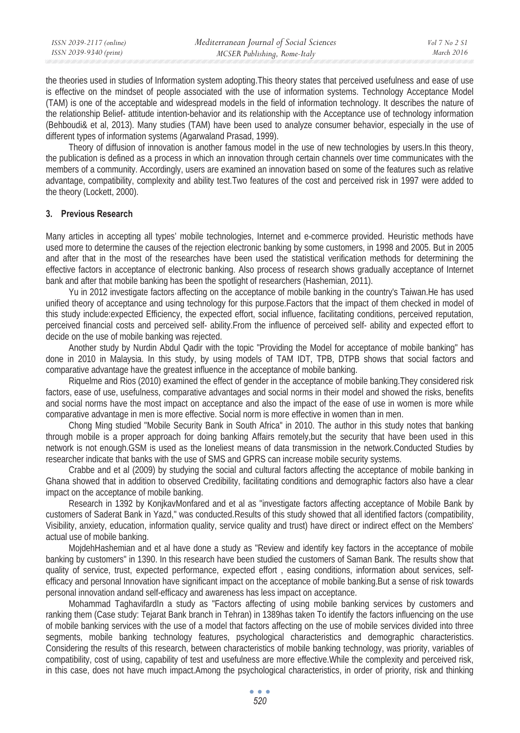the theories used in studies of Information system adopting.This theory states that perceived usefulness and ease of use is effective on the mindset of people associated with the use of information systems. Technology Acceptance Model (TAM) is one of the acceptable and widespread models in the field of information technology. It describes the nature of the relationship Belief- attitude intention-behavior and its relationship with the Acceptance use of technology information (Behboudi& et al, 2013). Many studies (TAM) have been used to analyze consumer behavior, especially in the use of different types of information systems (Agarwaland Prasad, 1999).

Theory of diffusion of innovation is another famous model in the use of new technologies by users.In this theory, the publication is defined as a process in which an innovation through certain channels over time communicates with the members of a community. Accordingly, users are examined an innovation based on some of the features such as relative advantage, compatibility, complexity and ability test.Two features of the cost and perceived risk in 1997 were added to the theory (Lockett, 2000).

## 3. Previous Research

Many articles in accepting all types' mobile technologies, Internet and e-commerce provided. Heuristic methods have used more to determine the causes of the rejection electronic banking by some customers, in 1998 and 2005. But in 2005 and after that in the most of the researches have been used the statistical verification methods for determining the effective factors in acceptance of electronic banking. Also process of research shows gradually acceptance of Internet bank and after that mobile banking has been the spotlight of researchers (Hashemian, 2011).

Yu in 2012 investigate factors affecting on the acceptance of mobile banking in the country's Taiwan.He has used unified theory of acceptance and using technology for this purpose.Factors that the impact of them checked in model of this study include:expected Efficiency, the expected effort, social influence, facilitating conditions, perceived reputation, perceived financial costs and perceived self- ability.From the influence of perceived self- ability and expected effort to decide on the use of mobile banking was rejected.

Another study by Nurdin Abdul Qadir with the topic "Providing the Model for acceptance of mobile banking" has done in 2010 in Malaysia. In this study, by using models of TAM IDT, TPB, DTPB shows that social factors and comparative advantage have the greatest influence in the acceptance of mobile banking.

Riquelme and Rios (2010) examined the effect of gender in the acceptance of mobile banking.They considered risk factors, ease of use, usefulness, comparative advantages and social norms in their model and showed the risks, benefits and social norms have the most impact on acceptance and also the impact of the ease of use in women is more while comparative advantage in men is more effective. Social norm is more effective in women than in men.

Chong Ming studied "Mobile Security Bank in South Africa" in 2010. The author in this study notes that banking through mobile is a proper approach for doing banking Affairs remotely,but the security that have been used in this network is not enough.GSM is used as the loneliest means of data transmission in the network.Conducted Studies by researcher indicate that banks with the use of SMS and GPRS can increase mobile security systems.

Crabbe and et al (2009) by studying the social and cultural factors affecting the acceptance of mobile banking in Ghana showed that in addition to observed Credibility, facilitating conditions and demographic factors also have a clear impact on the acceptance of mobile banking.

Research in 1392 by KonjkavMonfared and et al as "investigate factors affecting acceptance of Mobile Bank by customers of Saderat Bank in Yazd," was conducted.Results of this study showed that all identified factors (compatibility, Visibility, anxiety, education, information quality, service quality and trust) have direct or indirect effect on the Members' actual use of mobile banking.

MojdehHashemian and et al have done a study as "Review and identify key factors in the acceptance of mobile banking by customers" in 1390. In this research have been studied the customers of Saman Bank. The results show that quality of service, trust, expected performance, expected effort , easing conditions, information about services, self-efficacy and personal Innovation have significant impact on the acceptance of mobile banking.But a sense of risk towards personal innovation andand self-efficacy and awareness has less impact on acceptance.

Mohammad TaghavifardIn a study as "Factors affecting of using mobile banking services by customers and ranking them (Case study: Tejarat Bank branch in Tehran) in 1389has taken To identify the factors influencing on the use of mobile banking services with the use of a model that factors affecting on the use of mobile services divided into three segments, mobile banking technology features, psychological characteristics and demographic characteristics. Considering the results of this research, between characteristics of mobile banking technology, was priority, variables of compatibility, cost of using, capability of test and usefulness are more effective.While the complexity and perceived risk, in this case, does not have much impact.Among the psychological characteristics, in order of priority, risk and thinking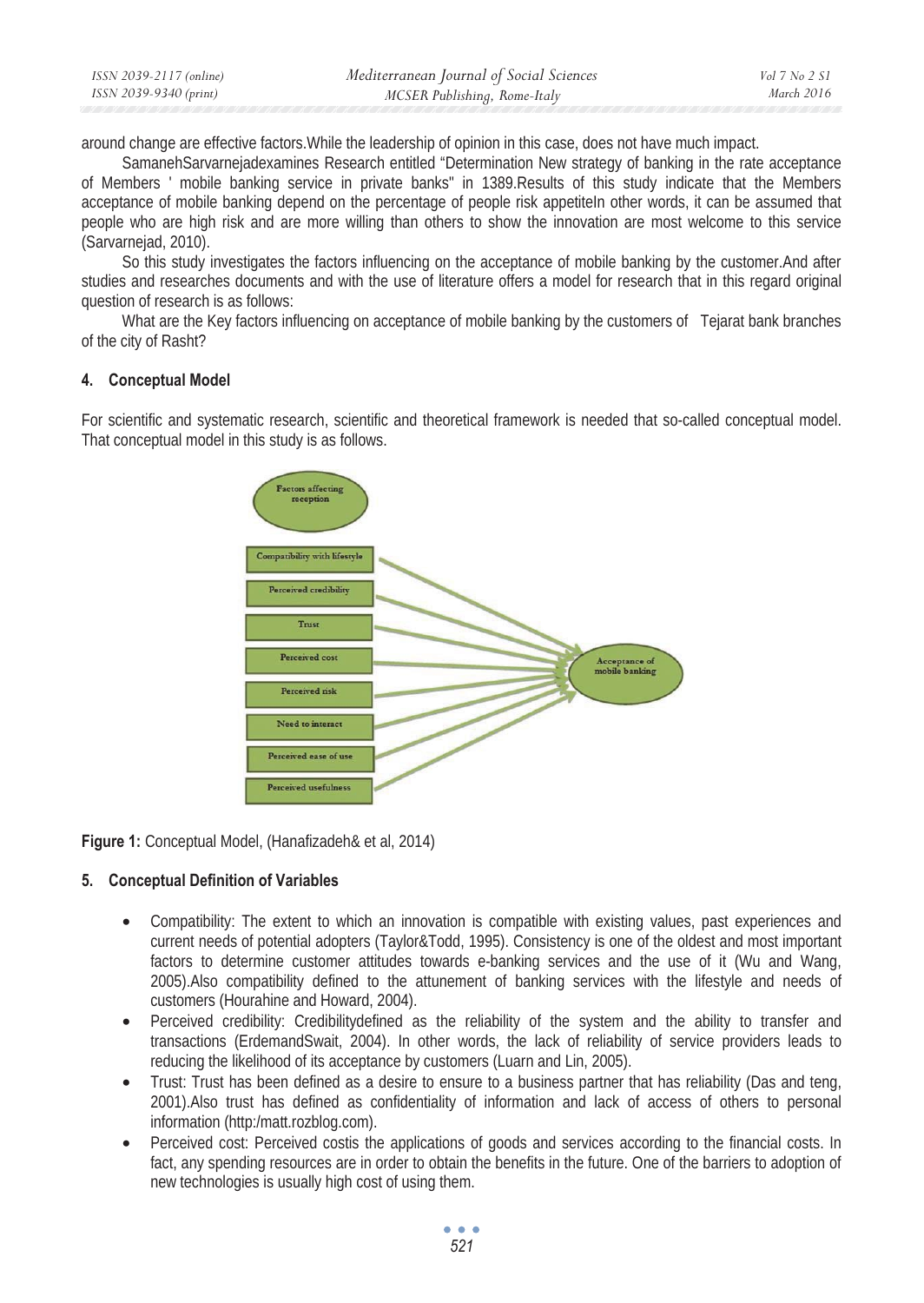around change are effective factors.While the leadership of opinion in this case, does not have much impact.

SamanehSarvarnejadexamines Research entitled "Determination New strategy of banking in the rate acceptance of Members ' mobile banking service in private banks" in 1389.Results of this study indicate that the Members acceptance of mobile banking depend on the percentage of people risk appetiteIn other words, it can be assumed that people who are high risk and are more willing than others to show the innovation are most welcome to this service (Sarvarnejad, 2010).

So this study investigates the factors influencing on the acceptance of mobile banking by the customer.And after studies and researches documents and with the use of literature offers a model for research that in this regard original question of research is as follows:

What are the Key factors influencing on acceptance of mobile banking by the customers of Tejarat bank branches of the city of Rasht?

## 4. Conceptual Model

For scientific and systematic research, scientific and theoretical framework is needed that so-called conceptual model. That conceptual model in this study is as follows.

Factors affecting reception

Compatibility with lifestyle

Perceived credibility

Trust

Perceived cost

Perceived risk

Need to interact

Perceived ease of use

Perceived usefulness

Acceptance of mobile banking

**Figure 1:** Conceptual Model, (Hanafizadeh& et al, 2014)

## 5. Conceptual Definition of Variables

- Compatibility: The extent to which an innovation is compatible with existing values, past experiences and current needs of potential adopters (Taylor&Todd, 1995). Consistency is one of the oldest and most important factors to determine customer attitudes towards e-banking services and the use of it (Wu and Wang, 2005).Also compatibility defined to the attunement of banking services with the lifestyle and needs of customers (Hourahine and Howard, 2004).
- Perceived credibility: Credibilitydefined as the reliability of the system and the ability to transfer and transactions (ErdemandSwait, 2004). In other words, the lack of reliability of service providers leads to reducing the likelihood of its acceptance by customers (Luarn and Lin, 2005).
- Trust: Trust has been defined as a desire to ensure to a business partner that has reliability (Das and teng, 2001).Also trust has defined as confidentiality of information and lack of access of others to personal information (http:/matt.rozblog.com).
- Perceived cost: Perceived costis the applications of goods and services according to the financial costs. In fact, any spending resources are in order to obtain the benefits in the future. One of the barriers to adoption of new technologies is usually high cost of using them.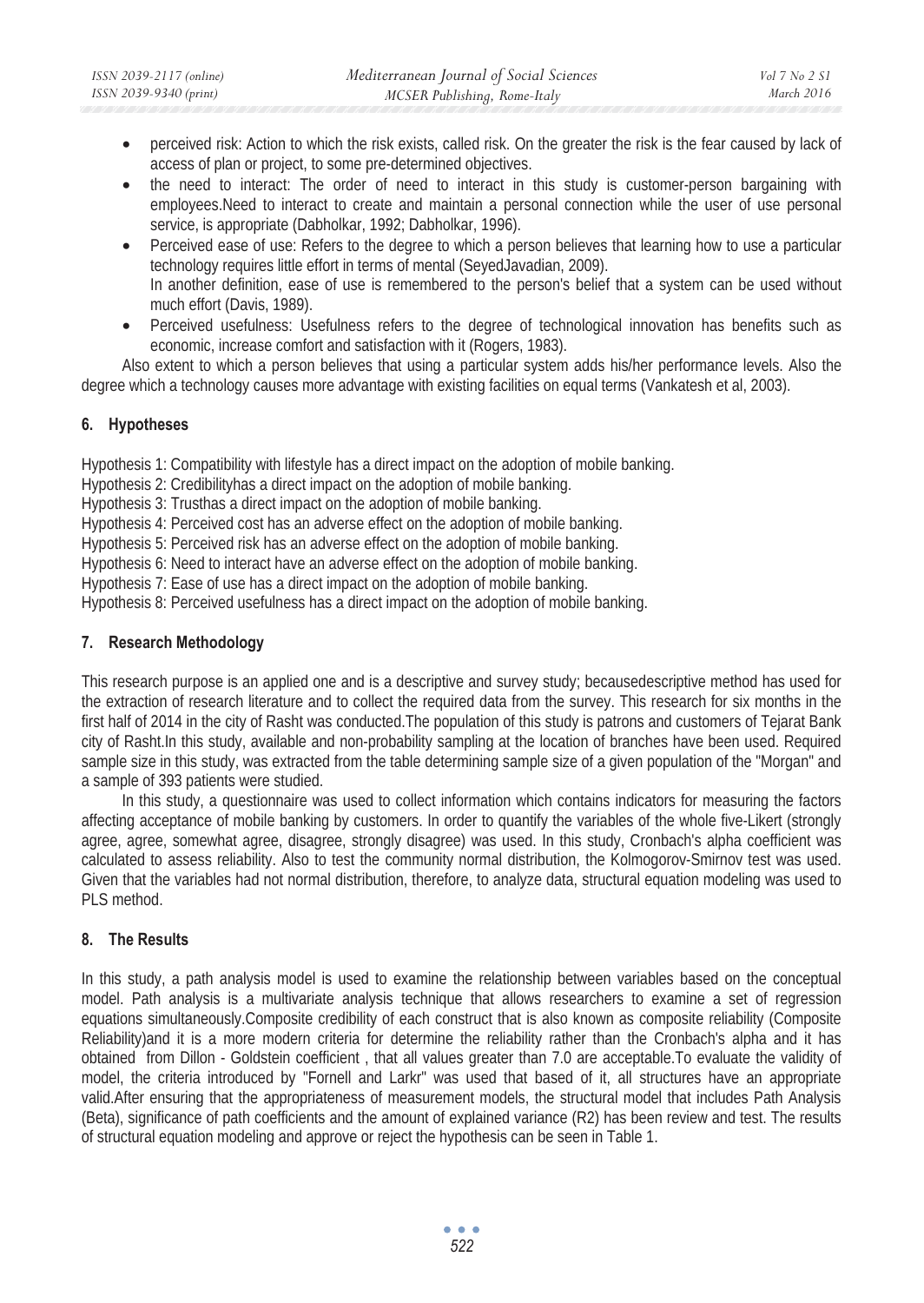- perceived risk: Action to which the risk exists, called risk. On the greater the risk is the fear caused by lack of access of plan or project, to some pre-determined objectives.
- the need to interact: The order of need to interact in this study is customer-person bargaining with employees.Need to interact to create and maintain a personal connection while the user of use personal service, is appropriate (Dabholkar, 1992; Dabholkar, 1996).
- Perceived ease of use: Refers to the degree to which a person believes that learning how to use a particular technology requires little effort in terms of mental (SeyedJavadian, 2009).
  In another definition, ease of use is remembered to the person's belief that a system can be used without much effort (Davis, 1989).
- Perceived usefulness: Usefulness refers to the degree of technological innovation has benefits such as economic, increase comfort and satisfaction with it (Rogers, 1983).

Also extent to which a person believes that using a particular system adds his/her performance levels. Also the degree which a technology causes more advantage with existing facilities on equal terms (Vankatesh et al, 2003).

## 6. Hypotheses

Hypothesis 1: Compatibility with lifestyle has a direct impact on the adoption of mobile banking.
Hypothesis 2: Credibilityhas a direct impact on the adoption of mobile banking.
Hypothesis 3: Trusthas a direct impact on the adoption of mobile banking.
Hypothesis 4: Perceived cost has an adverse effect on the adoption of mobile banking.
Hypothesis 5: Perceived risk has an adverse effect on the adoption of mobile banking.
Hypothesis 6: Need to interact have an adverse effect on the adoption of mobile banking.
Hypothesis 7: Ease of use has a direct impact on the adoption of mobile banking.
Hypothesis 8: Perceived usefulness has a direct impact on the adoption of mobile banking.

## 7. Research Methodology

This research purpose is an applied one and is a descriptive and survey study; becausedescriptive method has used for the extraction of research literature and to collect the required data from the survey. This research for six months in the first half of 2014 in the city of Rasht was conducted.The population of this study is patrons and customers of Tejarat Bank city of Rasht.In this study, available and non-probability sampling at the location of branches have been used. Required sample size in this study, was extracted from the table determining sample size of a given population of the "Morgan" and a sample of 393 patients were studied.

In this study, a questionnaire was used to collect information which contains indicators for measuring the factors affecting acceptance of mobile banking by customers. In order to quantify the variables of the whole five-Likert (strongly agree, agree, somewhat agree, disagree, strongly disagree) was used. In this study, Cronbach's alpha coefficient was calculated to assess reliability. Also to test the community normal distribution, the Kolmogorov-Smirnov test was used. Given that the variables had not normal distribution, therefore, to analyze data, structural equation modeling was used to PLS method.

## 8. The Results

In this study, a path analysis model is used to examine the relationship between variables based on the conceptual model. Path analysis is a multivariate analysis technique that allows researchers to examine a set of regression equations simultaneously.Composite credibility of each construct that is also known as composite reliability (Composite Reliability)and it is a more modern criteria for determine the reliability rather than the Cronbach's alpha and it has obtained from Dillon - Goldstein coefficient , that all values greater than 7.0 are acceptable.To evaluate the validity of model, the criteria introduced by "Fornell and Larkr" was used that based of it, all structures have an appropriate valid.After ensuring that the appropriateness of measurement models, the structural model that includes Path Analysis (Beta), significance of path coefficients and the amount of explained variance (R2) has been review and test. The results of structural equation modeling and approve or reject the hypothesis can be seen in Table 1.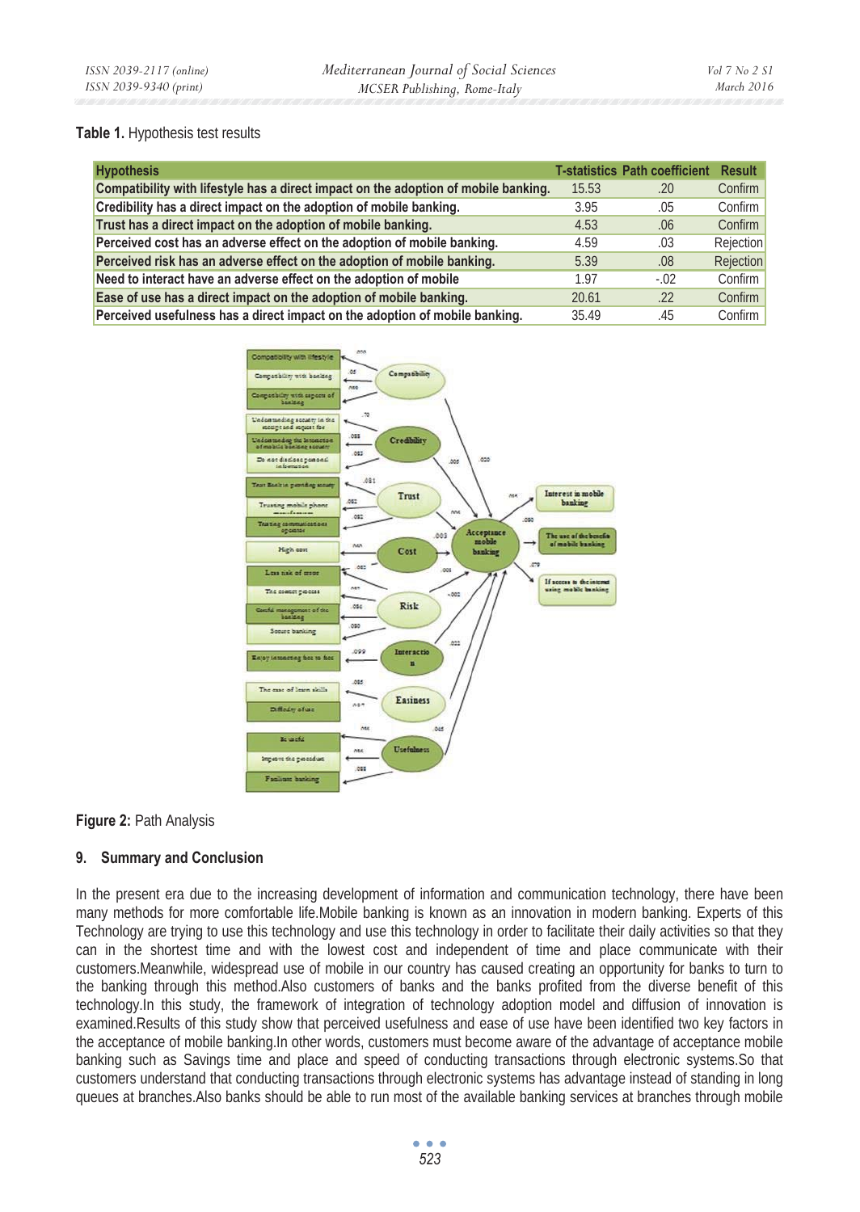**Table 1.** Hypothesis test results

| Hypothesis | T-statistics | Path coefficient | Result |
|---|---|---|---|
| Compatibility with lifestyle has a direct impact on the adoption of mobile banking. | 15.53 | .20 | Confirm |
| Credibility has a direct impact on the adoption of mobile banking. | 3.95 | .05 | Confirm |
| Trust has a direct impact on the adoption of mobile banking. | 4.53 | .06 | Confirm |
| Perceived cost has an adverse effect on the adoption of mobile banking. | 4.59 | .03 | Rejection |
| Perceived risk has an adverse effect on the adoption of mobile banking. | 5.39 | .08 | Rejection |
| Need to interact have an adverse effect on the adoption of mobile | 1.97 | -.02 | Confirm |
| Ease of use has a direct impact on the adoption of mobile banking. | 20.61 | .22 | Confirm |
| Perceived usefulness has a direct impact on the adoption of mobile banking. | 35.49 | .45 | Confirm |

**Figure 2:** Path Analysis

## 9. Summary and Conclusion

In the present era due to the increasing development of information and communication technology, there have been many methods for more comfortable life.Mobile banking is known as an innovation in modern banking. Experts of this Technology are trying to use this technology and use this technology in order to facilitate their daily activities so that they can in the shortest time and with the lowest cost and independent of time and place communicate with their customers.Meanwhile, widespread use of mobile in our country has caused creating an opportunity for banks to turn to the banking through this method.Also customers of banks and the banks profited from the diverse benefit of this technology.In this study, the framework of integration of technology adoption model and diffusion of innovation is examined.Results of this study show that perceived usefulness and ease of use have been identified two key factors in the acceptance of mobile banking.In other words, customers must become aware of the advantage of acceptance mobile banking such as Savings time and place and speed of conducting transactions through electronic systems.So that customers understand that conducting transactions through electronic systems has advantage instead of standing in long queues at branches.Also banks should be able to run most of the available banking services at branches through mobile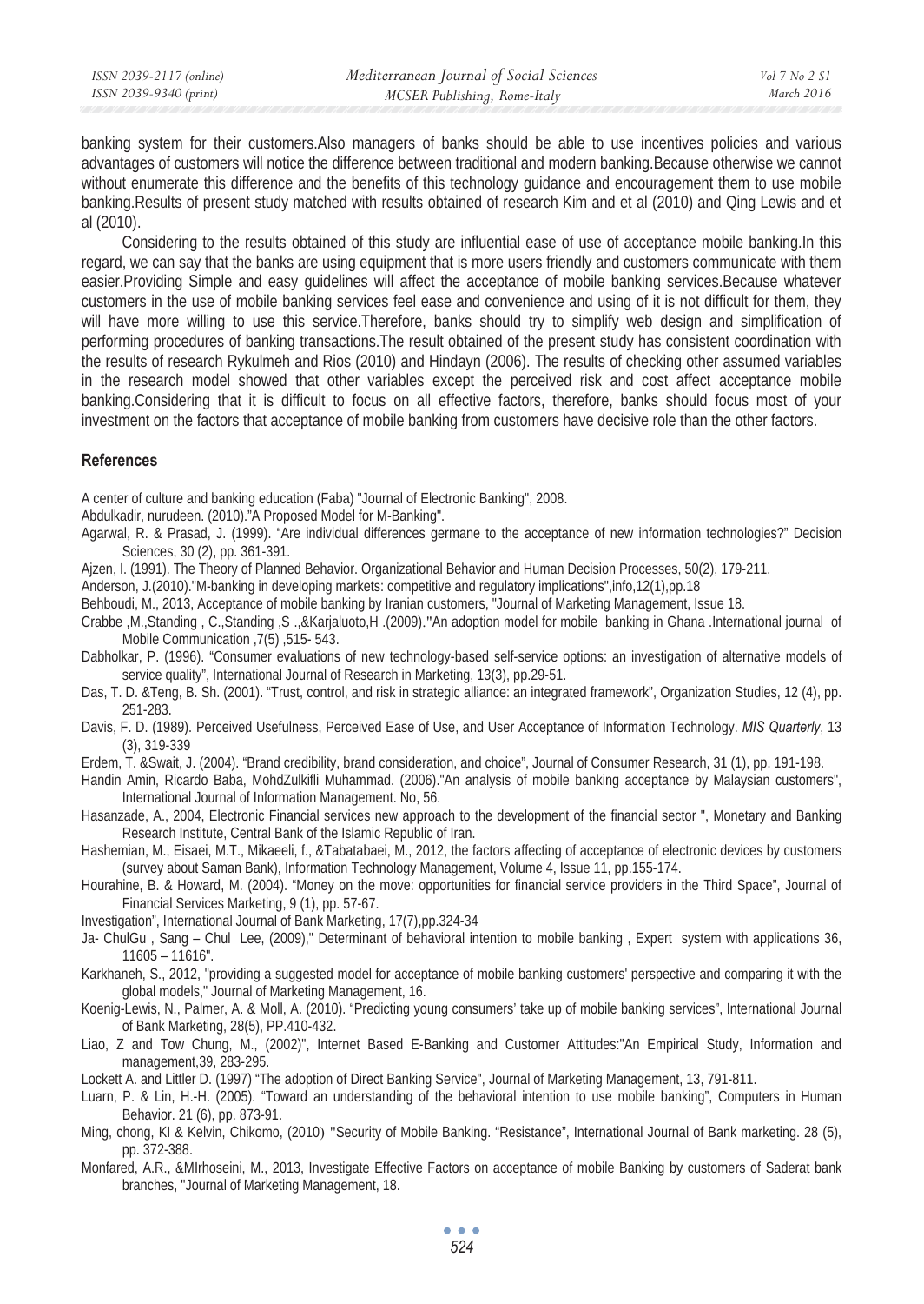banking system for their customers.Also managers of banks should be able to use incentives policies and various advantages of customers will notice the difference between traditional and modern banking.Because otherwise we cannot without enumerate this difference and the benefits of this technology guidance and encouragement them to use mobile banking.Results of present study matched with results obtained of research Kim and et al (2010) and Qing Lewis and et al (2010).

Considering to the results obtained of this study are influential ease of use of acceptance mobile banking.In this regard, we can say that the banks are using equipment that is more users friendly and customers communicate with them easier.Providing Simple and easy guidelines will affect the acceptance of mobile banking services.Because whatever customers in the use of mobile banking services feel ease and convenience and using of it is not difficult for them, they will have more willing to use this service.Therefore, banks should try to simplify web design and simplification of performing procedures of banking transactions.The result obtained of the present study has consistent coordination with the results of research Rykulmeh and Rios (2010) and Hindayn (2006). The results of checking other assumed variables in the research model showed that other variables except the perceived risk and cost affect acceptance mobile banking.Considering that it is difficult to focus on all effective factors, therefore, banks should focus most of your investment on the factors that acceptance of mobile banking from customers have decisive role than the other factors.

## References

A center of culture and banking education (Faba) "Journal of Electronic Banking", 2008.

Abdulkadir, nurudeen. (2010)."A Proposed Model for M-Banking".

Agarwal, R. & Prasad, J. (1999). "Are individual differences germane to the acceptance of new information technologies?" Decision Sciences, 30 (2), pp. 361-391.

Ajzen, I. (1991). The Theory of Planned Behavior. Organizational Behavior and Human Decision Processes, 50(2), 179-211.

Anderson, J.(2010)."M-banking in developing markets: competitive and regulatory implications",info,12(1),pp.18

Behboudi, M., 2013, Acceptance of mobile banking by Iranian customers, "Journal of Marketing Management, Issue 18.

Crabbe ,M.,Standing , C.,Standing ,S .,&Karjaluoto,H .(2009)."An adoption model for mobile banking in Ghana .International journal of Mobile Communication ,7(5) ,515- 543.

Dabholkar, P. (1996). "Consumer evaluations of new technology-based self-service options: an investigation of alternative models of service quality", International Journal of Research in Marketing, 13(3), pp.29-51.

Das, T. D. &Teng, B. Sh. (2001). "Trust, control, and risk in strategic alliance: an integrated framework", Organization Studies, 12 (4), pp. 251-283.

Davis, F. D. (1989). Perceived Usefulness, Perceived Ease of Use, and User Acceptance of Information Technology. *MIS Quarterly*, 13 (3), 319-339

Erdem, T. &Swait, J. (2004). "Brand credibility, brand consideration, and choice", Journal of Consumer Research, 31 (1), pp. 191-198.

Handin Amin, Ricardo Baba, MohdZulkifli Muhammad. (2006)."An analysis of mobile banking acceptance by Malaysian customers", International Journal of Information Management. No, 56.

Hasanzade, A., 2004, Electronic Financial services new approach to the development of the financial sector ", Monetary and Banking Research Institute, Central Bank of the Islamic Republic of Iran.

Hashemian, M., Eisaei, M.T., Mikaeeli, f., &Tabatabaei, M., 2012, the factors affecting of acceptance of electronic devices by customers (survey about Saman Bank), Information Technology Management, Volume 4, Issue 11, pp.155-174.

Hourahine, B. & Howard, M. (2004). "Money on the move: opportunities for financial service providers in the Third Space", Journal of Financial Services Marketing, 9 (1), pp. 57-67.

Investigation", International Journal of Bank Marketing, 17(7),pp.324-34

Ja- ChulGu , Sang – Chul Lee, (2009)," Determinant of behavioral intention to mobile banking , Expert system with applications 36, 11605 – 11616".

Karkhaneh, S., 2012, "providing a suggested model for acceptance of mobile banking customers' perspective and comparing it with the global models," Journal of Marketing Management, 16.

Koenig-Lewis, N., Palmer, A. & Moll, A. (2010). "Predicting young consumers' take up of mobile banking services", International Journal of Bank Marketing, 28(5), PP.410-432.

Liao, Z and Tow Chung, M., (2002)", Internet Based E-Banking and Customer Attitudes:"An Empirical Study, Information and management,39, 283-295.

Lockett A. and Littler D. (1997) "The adoption of Direct Banking Service", Journal of Marketing Management, 13, 791-811.

Luarn, P. & Lin, H.-H. (2005). "Toward an understanding of the behavioral intention to use mobile banking", Computers in Human Behavior. 21 (6), pp. 873-91.

Ming, chong, KI & Kelvin, Chikomo, (2010) "Security of Mobile Banking. "Resistance", International Journal of Bank marketing. 28 (5), pp. 372-388.

Monfared, A.R., &MIrhoseini, M., 2013, Investigate Effective Factors on acceptance of mobile Banking by customers of Saderat bank branches, "Journal of Marketing Management, 18.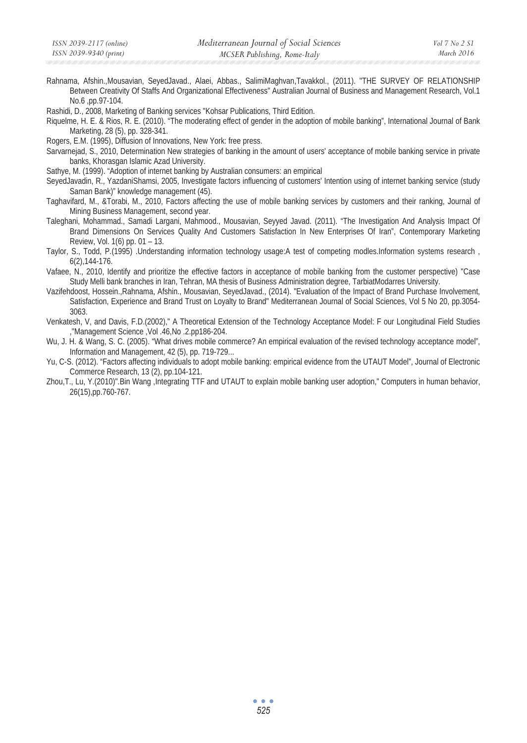Rahnama, Afshin.,Mousavian, SeyedJavad., Alaei, Abbas., SalimiMaghvan,Tavakkol., (2011). "THE SURVEY OF RELATIONSHIP Between Creativity Of Staffs And Organizational Effectiveness" Australian Journal of Business and Management Research, Vol.1 No.6 ,pp.97-104.

Rashidi, D., 2008, Marketing of Banking services "Kohsar Publications, Third Edition.

Riquelme, H. E. & Rios, R. E. (2010). "The moderating effect of gender in the adoption of mobile banking", International Journal of Bank Marketing, 28 (5), pp. 328-341.

Rogers, E.M. (1995), Diffusion of Innovations, New York: free press.

Sarvarnejad, S., 2010, Determination New strategies of banking in the amount of users' acceptance of mobile banking service in private banks, Khorasgan Islamic Azad University.

Sathye, M. (1999). "Adoption of internet banking by Australian consumers: an empirical

SeyedJavadin, R., YazdaniShamsi, 2005, Investigate factors influencing of customers' Intention using of internet banking service (study Saman Bank)" knowledge management (45).

Taghavifard, M., &Torabi, M., 2010, Factors affecting the use of mobile banking services by customers and their ranking, Journal of Mining Business Management, second year.

Taleghani, Mohammad., Samadi Largani, Mahmood., Mousavian, Seyyed Javad. (2011). "The Investigation And Analysis Impact Of Brand Dimensions On Services Quality And Customers Satisfaction In New Enterprises Of Iran", Contemporary Marketing Review, Vol. 1(6) pp. 01 – 13.

Taylor, S., Todd, P.(1995) .Understanding information technology usage:A test of competing modles.Information systems research , 6(2),144-176.

Vafaee, N., 2010, Identify and prioritize the effective factors in acceptance of mobile banking from the customer perspective) "Case Study Melli bank branches in Iran, Tehran, MA thesis of Business Administration degree, TarbiatModarres University.

Vazifehdoost, Hossein.,Rahnama, Afshin., Mousavian, SeyedJavad., (2014). "Evaluation of the Impact of Brand Purchase Involvement, Satisfaction, Experience and Brand Trust on Loyalty to Brand" Mediterranean Journal of Social Sciences, Vol 5 No 20, pp.3054-3063.

Venkatesh, V, and Davis, F.D.(2002)," A Theoretical Extension of the Technology Acceptance Model: F our Longitudinal Field Studies ,"Management Science ,Vol .46,No .2.pp186-204.

Wu, J. H. & Wang, S. C. (2005). "What drives mobile commerce? An empirical evaluation of the revised technology acceptance model", Information and Management, 42 (5), pp. 719-729...

Yu, C-S. (2012). "Factors affecting individuals to adopt mobile banking: empirical evidence from the UTAUT Model", Journal of Electronic Commerce Research, 13 (2), pp.104-121.

Zhou,T., Lu, Y.(2010)".Bin Wang ,Integrating TTF and UTAUT to explain mobile banking user adoption," Computers in human behavior, 26(15),pp.760-767.